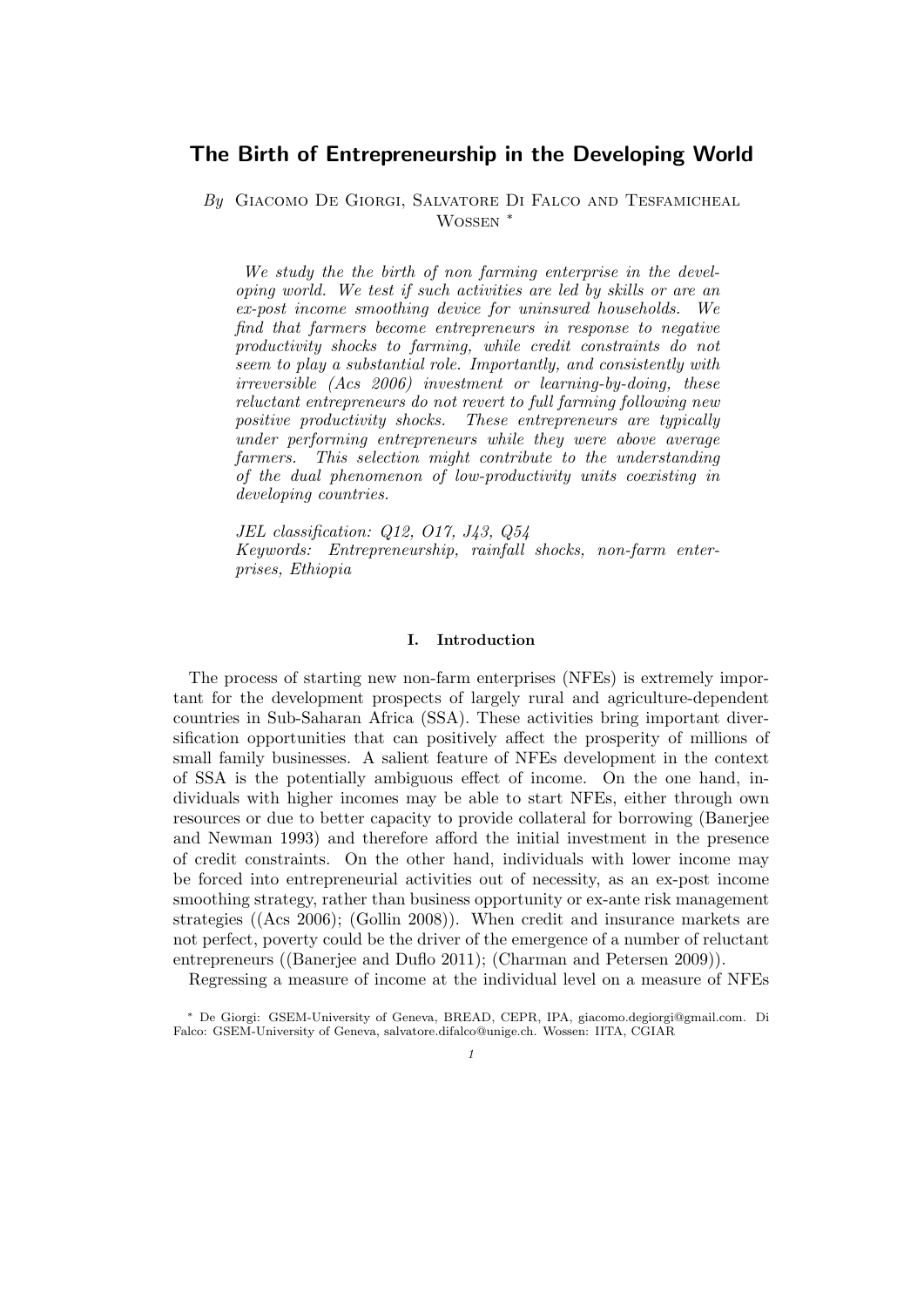# The Birth of Entrepreneurship in the Developing World

*By* Giacomo De Giorgi, Salvatore Di Falco and Tesfamicheal Wossen *

*We study the the birth of non farming enterprise in the developing world. We test if such activities are led by skills or are an ex-post income smoothing device for uninsured households. We find that farmers become entrepreneurs in response to negative productivity shocks to farming, while credit constraints do not seem to play a substantial role. Importantly, and consistently with irreversible (Acs 2006) investment or learning-by-doing, these reluctant entrepreneurs do not revert to full farming following new positive productivity shocks. These entrepreneurs are typically under performing entrepreneurs while they were above average farmers. This selection might contribute to the understanding of the dual phenomenon of low-productivity units coexisting in developing countries.*

*JEL classification: Q12, O17, J43, Q54*
*Keywords: Entrepreneurship, rainfall shocks, non-farm enterprises, Ethiopia*

## I. Introduction

The process of starting new non-farm enterprises (NFEs) is extremely important for the development prospects of largely rural and agriculture-dependent countries in Sub-Saharan Africa (SSA). These activities bring important diversification opportunities that can positively affect the prosperity of millions of small family businesses. A salient feature of NFEs development in the context of SSA is the potentially ambiguous effect of income. On the one hand, individuals with higher incomes may be able to start NFEs, either through own resources or due to better capacity to provide collateral for borrowing (Banerjee and Newman 1993) and therefore afford the initial investment in the presence of credit constraints. On the other hand, individuals with lower income may be forced into entrepreneurial activities out of necessity, as an ex-post income smoothing strategy, rather than business opportunity or ex-ante risk management strategies ((Acs 2006); (Gollin 2008)). When credit and insurance markets are not perfect, poverty could be the driver of the emergence of a number of reluctant entrepreneurs ((Banerjee and Duflo 2011); (Charman and Petersen 2009)).

Regressing a measure of income at the individual level on a measure of NFEs

* De Giorgi: GSEM-University of Geneva, BREAD, CEPR, IPA, giacomo.degiorgi@gmail.com. Di Falco: GSEM-University of Geneva, salvatore.difalco@unige.ch. Wossen: IITA, CGIAR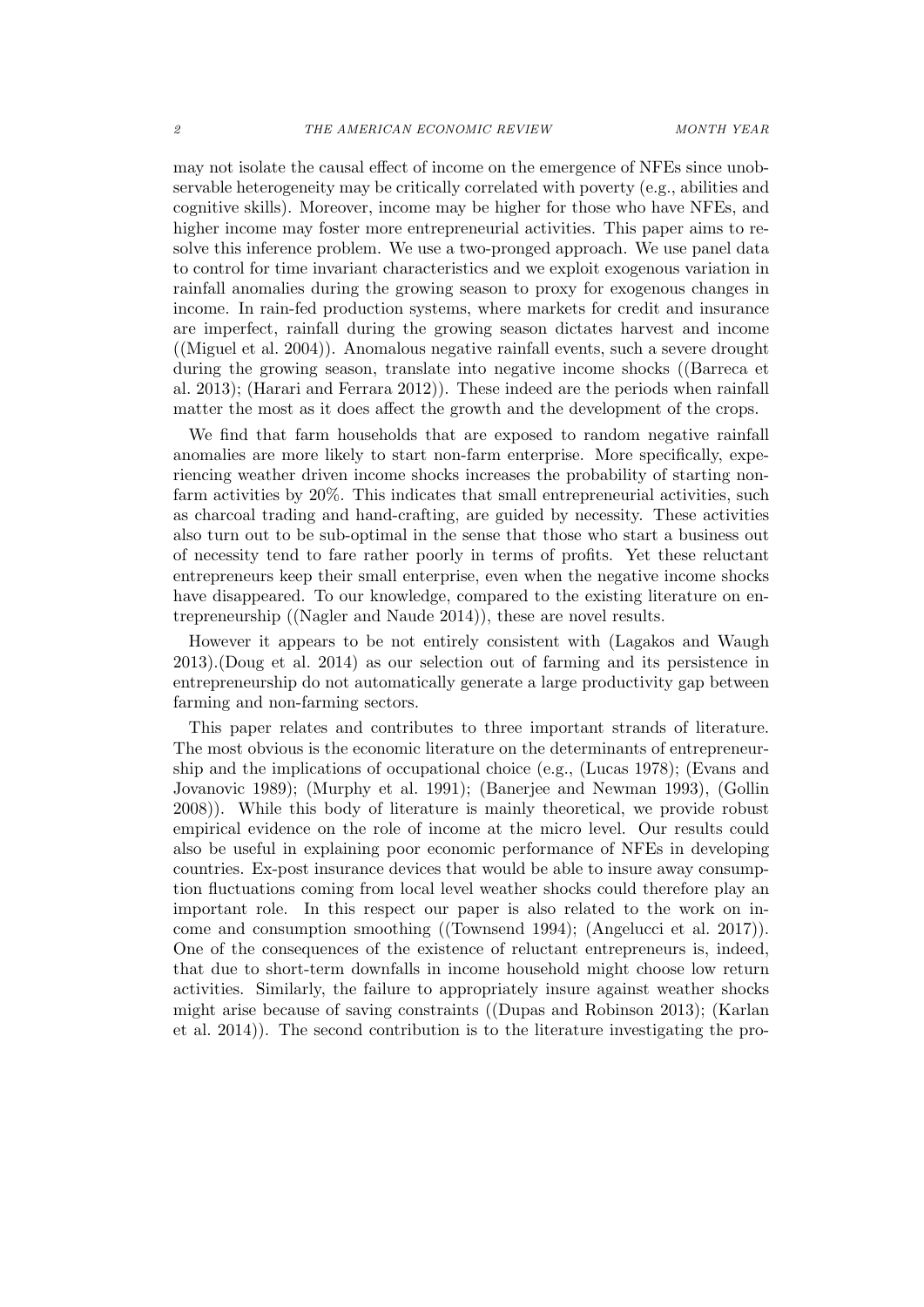may not isolate the causal effect of income on the emergence of NFEs since unobservable heterogeneity may be critically correlated with poverty (e.g., abilities and cognitive skills). Moreover, income may be higher for those who have NFEs, and higher income may foster more entrepreneurial activities. This paper aims to resolve this inference problem. We use a two-pronged approach. We use panel data to control for time invariant characteristics and we exploit exogenous variation in rainfall anomalies during the growing season to proxy for exogenous changes in income. In rain-fed production systems, where markets for credit and insurance are imperfect, rainfall during the growing season dictates harvest and income ((Miguel et al. 2004)). Anomalous negative rainfall events, such a severe drought during the growing season, translate into negative income shocks ((Barreca et al. 2013); (Harari and Ferrara 2012)). These indeed are the periods when rainfall matter the most as it does affect the growth and the development of the crops.

We find that farm households that are exposed to random negative rainfall anomalies are more likely to start non-farm enterprise. More specifically, experiencing weather driven income shocks increases the probability of starting non-farm activities by 20%. This indicates that small entrepreneurial activities, such as charcoal trading and hand-crafting, are guided by necessity. These activities also turn out to be sub-optimal in the sense that those who start a business out of necessity tend to fare rather poorly in terms of profits. Yet these reluctant entrepreneurs keep their small enterprise, even when the negative income shocks have disappeared. To our knowledge, compared to the existing literature on entrepreneurship ((Nagler and Naude 2014)), these are novel results.

However it appears to be not entirely consistent with (Lagakos and Waugh 2013).(Doug et al. 2014) as our selection out of farming and its persistence in entrepreneurship do not automatically generate a large productivity gap between farming and non-farming sectors.

This paper relates and contributes to three important strands of literature. The most obvious is the economic literature on the determinants of entrepreneurship and the implications of occupational choice (e.g., (Lucas 1978); (Evans and Jovanovic 1989); (Murphy et al. 1991); (Banerjee and Newman 1993), (Gollin 2008)). While this body of literature is mainly theoretical, we provide robust empirical evidence on the role of income at the micro level. Our results could also be useful in explaining poor economic performance of NFEs in developing countries. Ex-post insurance devices that would be able to insure away consumption fluctuations coming from local level weather shocks could therefore play an important role. In this respect our paper is also related to the work on income and consumption smoothing ((Townsend 1994); (Angelucci et al. 2017)). One of the consequences of the existence of reluctant entrepreneurs is, indeed, that due to short-term downfalls in income household might choose low return activities. Similarly, the failure to appropriately insure against weather shocks might arise because of saving constraints ((Dupas and Robinson 2013); (Karlan et al. 2014)). The second contribution is to the literature investigating the pro-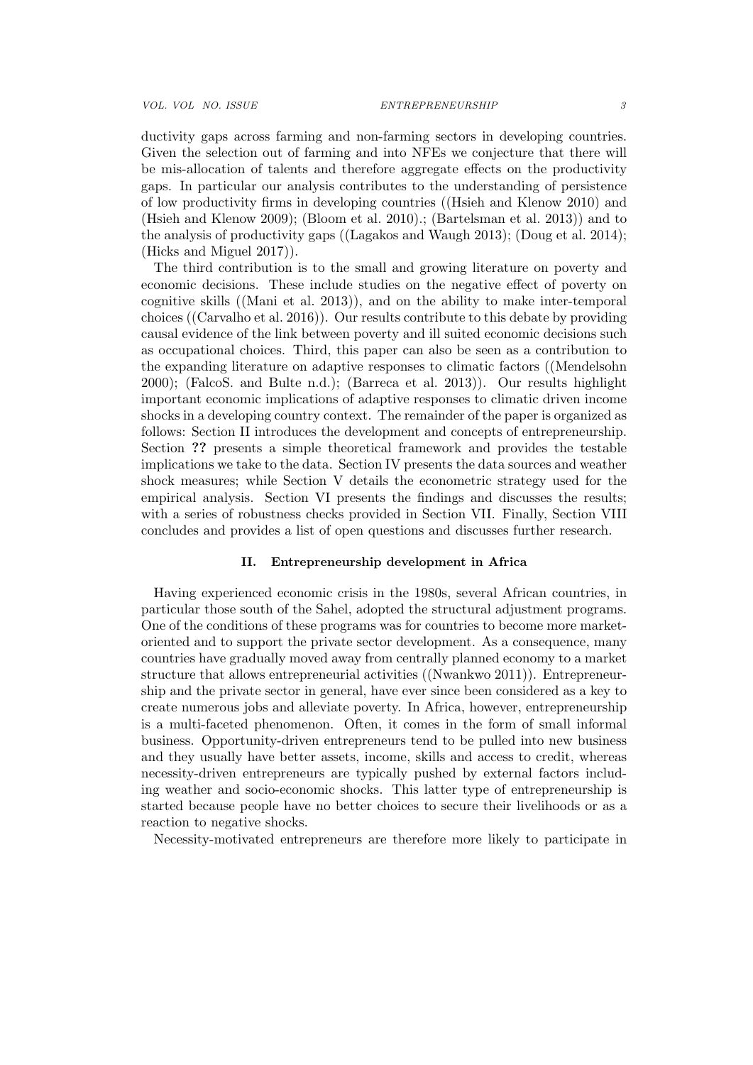ductivity gaps across farming and non-farming sectors in developing countries. Given the selection out of farming and into NFEs we conjecture that there will be mis-allocation of talents and therefore aggregate effects on the productivity gaps. In particular our analysis contributes to the understanding of persistence of low productivity firms in developing countries ((Hsieh and Klenow 2010) and (Hsieh and Klenow 2009); (Bloom et al. 2010).; (Bartelsman et al. 2013)) and to the analysis of productivity gaps ((Lagakos and Waugh 2013); (Doug et al. 2014); (Hicks and Miguel 2017)).

The third contribution is to the small and growing literature on poverty and economic decisions. These include studies on the negative effect of poverty on cognitive skills ((Mani et al. 2013)), and on the ability to make inter-temporal choices ((Carvalho et al. 2016)). Our results contribute to this debate by providing causal evidence of the link between poverty and ill suited economic decisions such as occupational choices. Third, this paper can also be seen as a contribution to the expanding literature on adaptive responses to climatic factors ((Mendelsohn 2000); (FalcoS. and Bulte n.d.); (Barreca et al. 2013)). Our results highlight important economic implications of adaptive responses to climatic driven income shocks in a developing country context. The remainder of the paper is organized as follows: Section II introduces the development and concepts of entrepreneurship. Section **??** presents a simple theoretical framework and provides the testable implications we take to the data. Section IV presents the data sources and weather shock measures; while Section V details the econometric strategy used for the empirical analysis. Section VI presents the findings and discusses the results; with a series of robustness checks provided in Section VII. Finally, Section VIII concludes and provides a list of open questions and discusses further research.

## II. Entrepreneurship development in Africa

Having experienced economic crisis in the 1980s, several African countries, in particular those south of the Sahel, adopted the structural adjustment programs. One of the conditions of these programs was for countries to become more market-oriented and to support the private sector development. As a consequence, many countries have gradually moved away from centrally planned economy to a market structure that allows entrepreneurial activities ((Nwankwo 2011)). Entrepreneurship and the private sector in general, have ever since been considered as a key to create numerous jobs and alleviate poverty. In Africa, however, entrepreneurship is a multi-faceted phenomenon. Often, it comes in the form of small informal business. Opportunity-driven entrepreneurs tend to be pulled into new business and they usually have better assets, income, skills and access to credit, whereas necessity-driven entrepreneurs are typically pushed by external factors including weather and socio-economic shocks. This latter type of entrepreneurship is started because people have no better choices to secure their livelihoods or as a reaction to negative shocks.

Necessity-motivated entrepreneurs are therefore more likely to participate in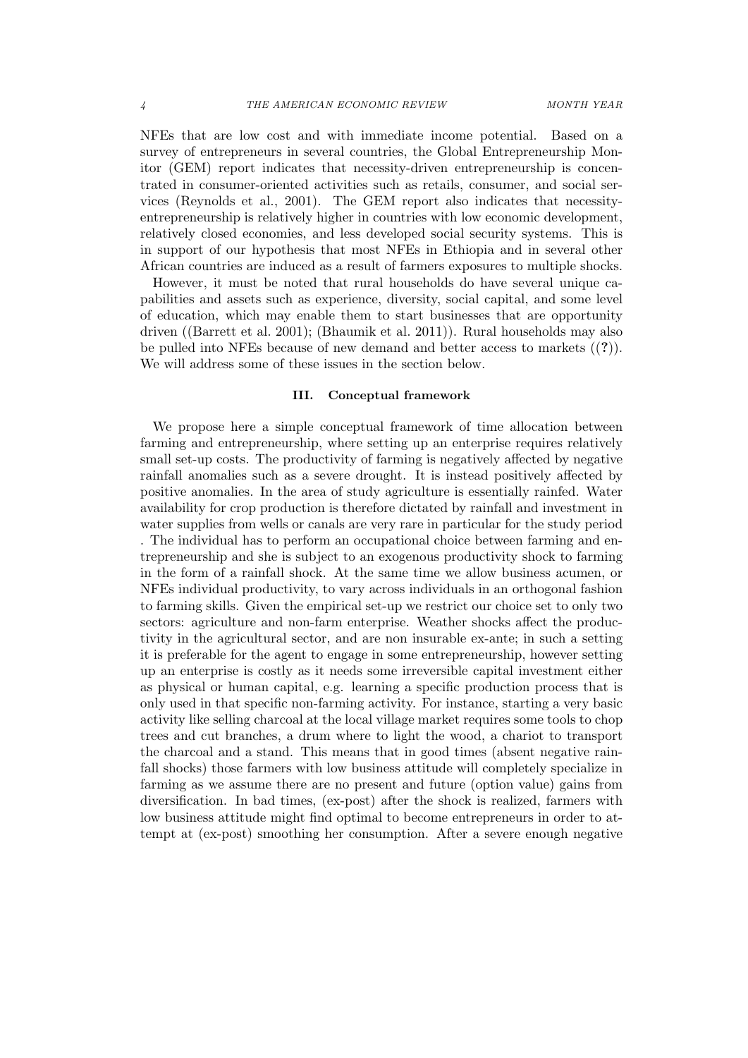NFEs that are low cost and with immediate income potential. Based on a survey of entrepreneurs in several countries, the Global Entrepreneurship Monitor (GEM) report indicates that necessity-driven entrepreneurship is concentrated in consumer-oriented activities such as retails, consumer, and social services (Reynolds et al., 2001). The GEM report also indicates that necessity-entrepreneurship is relatively higher in countries with low economic development, relatively closed economies, and less developed social security systems. This is in support of our hypothesis that most NFEs in Ethiopia and in several other African countries are induced as a result of farmers exposures to multiple shocks.

However, it must be noted that rural households do have several unique capabilities and assets such as experience, diversity, social capital, and some level of education, which may enable them to start businesses that are opportunity driven ((Barrett et al. 2001); (Bhaumik et al. 2011)). Rural households may also be pulled into NFEs because of new demand and better access to markets ((**?**)). We will address some of these issues in the section below.

## III. Conceptual framework

We propose here a simple conceptual framework of time allocation between farming and entrepreneurship, where setting up an enterprise requires relatively small set-up costs. The productivity of farming is negatively affected by negative rainfall anomalies such as a severe drought. It is instead positively affected by positive anomalies. In the area of study agriculture is essentially rainfed. Water availability for crop production is therefore dictated by rainfall and investment in water supplies from wells or canals are very rare in particular for the study period . The individual has to perform an occupational choice between farming and entrepreneurship and she is subject to an exogenous productivity shock to farming in the form of a rainfall shock. At the same time we allow business acumen, or NFEs individual productivity, to vary across individuals in an orthogonal fashion to farming skills. Given the empirical set-up we restrict our choice set to only two sectors: agriculture and non-farm enterprise. Weather shocks affect the productivity in the agricultural sector, and are non insurable ex-ante; in such a setting it is preferable for the agent to engage in some entrepreneurship, however setting up an enterprise is costly as it needs some irreversible capital investment either as physical or human capital, e.g. learning a specific production process that is only used in that specific non-farming activity. For instance, starting a very basic activity like selling charcoal at the local village market requires some tools to chop trees and cut branches, a drum where to light the wood, a chariot to transport the charcoal and a stand. This means that in good times (absent negative rainfall shocks) those farmers with low business attitude will completely specialize in farming as we assume there are no present and future (option value) gains from diversification. In bad times, (ex-post) after the shock is realized, farmers with low business attitude might find optimal to become entrepreneurs in order to attempt at (ex-post) smoothing her consumption. After a severe enough negative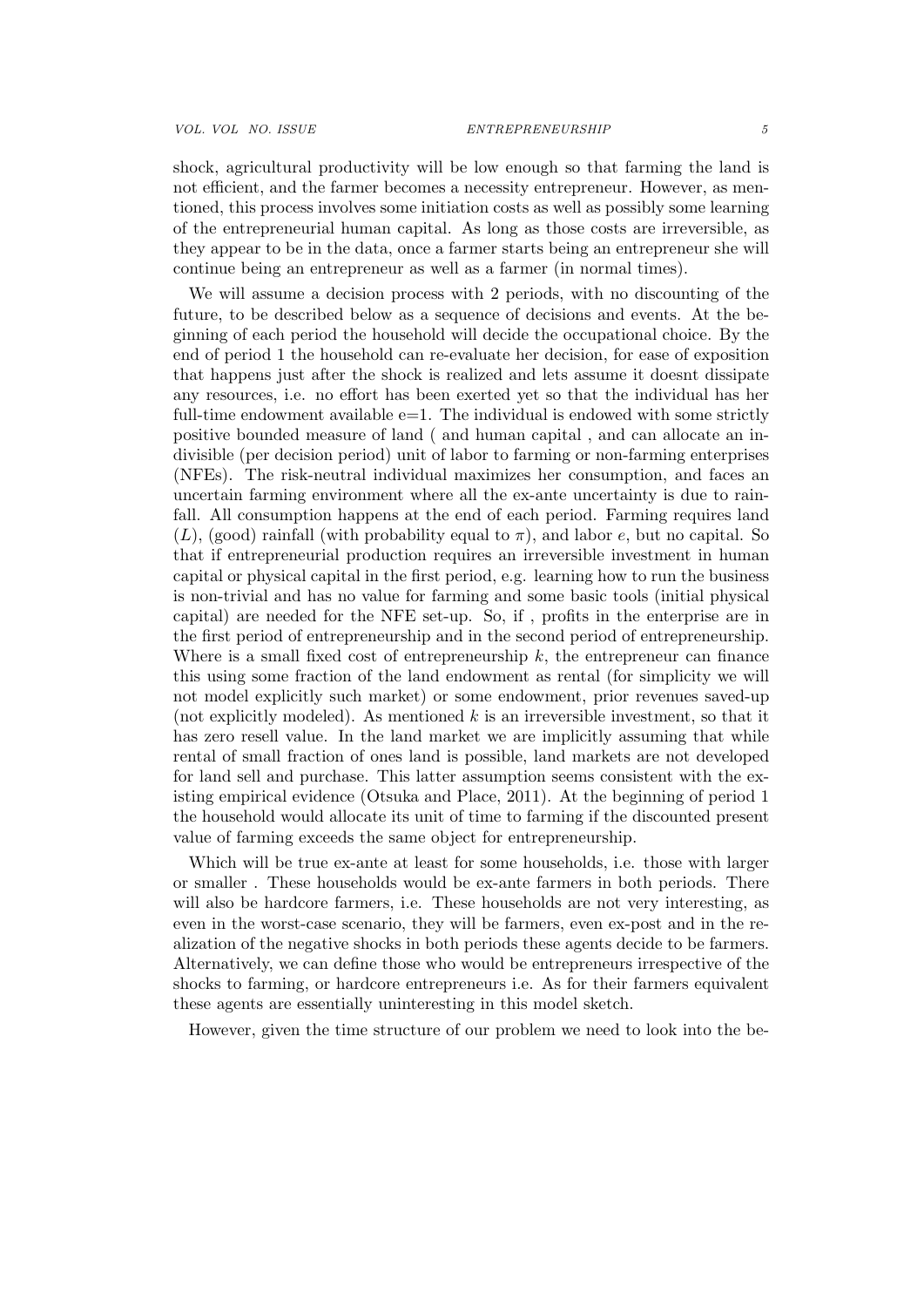shock, agricultural productivity will be low enough so that farming the land is not efficient, and the farmer becomes a necessity entrepreneur. However, as mentioned, this process involves some initiation costs as well as possibly some learning of the entrepreneurial human capital. As long as those costs are irreversible, as they appear to be in the data, once a farmer starts being an entrepreneur she will continue being an entrepreneur as well as a farmer (in normal times).

We will assume a decision process with 2 periods, with no discounting of the future, to be described below as a sequence of decisions and events. At the beginning of each period the household will decide the occupational choice. By the end of period 1 the household can re-evaluate her decision, for ease of exposition that happens just after the shock is realized and lets assume it doesnt dissipate any resources, i.e. no effort has been exerted yet so that the individual has her full-time endowment available e=1. The individual is endowed with some strictly positive bounded measure of land ( and human capital , and can allocate an indivisible (per decision period) unit of labor to farming or non-farming enterprises (NFEs). The risk-neutral individual maximizes her consumption, and faces an uncertain farming environment where all the ex-ante uncertainty is due to rainfall. All consumption happens at the end of each period. Farming requires land ($L$), (good) rainfall (with probability equal to $\pi$), and labor $e$, but no capital. So that if entrepreneurial production requires an irreversible investment in human capital or physical capital in the first period, e.g. learning how to run the business is non-trivial and has no value for farming and some basic tools (initial physical capital) are needed for the NFE set-up. So, if , profits in the enterprise are in the first period of entrepreneurship and in the second period of entrepreneurship. Where is a small fixed cost of entrepreneurship $k$, the entrepreneur can finance this using some fraction of the land endowment as rental (for simplicity we will not model explicitly such market) or some endowment, prior revenues saved-up (not explicitly modeled). As mentioned $k$ is an irreversible investment, so that it has zero resell value. In the land market we are implicitly assuming that while rental of small fraction of ones land is possible, land markets are not developed for land sell and purchase. This latter assumption seems consistent with the existing empirical evidence (Otsuka and Place, 2011). At the beginning of period 1 the household would allocate its unit of time to farming if the discounted present value of farming exceeds the same object for entrepreneurship.

Which will be true ex-ante at least for some households, i.e. those with larger or smaller . These households would be ex-ante farmers in both periods. There will also be hardcore farmers, i.e. These households are not very interesting, as even in the worst-case scenario, they will be farmers, even ex-post and in the realization of the negative shocks in both periods these agents decide to be farmers. Alternatively, we can define those who would be entrepreneurs irrespective of the shocks to farming, or hardcore entrepreneurs i.e. As for their farmers equivalent these agents are essentially uninteresting in this model sketch.

However, given the time structure of our problem we need to look into the be-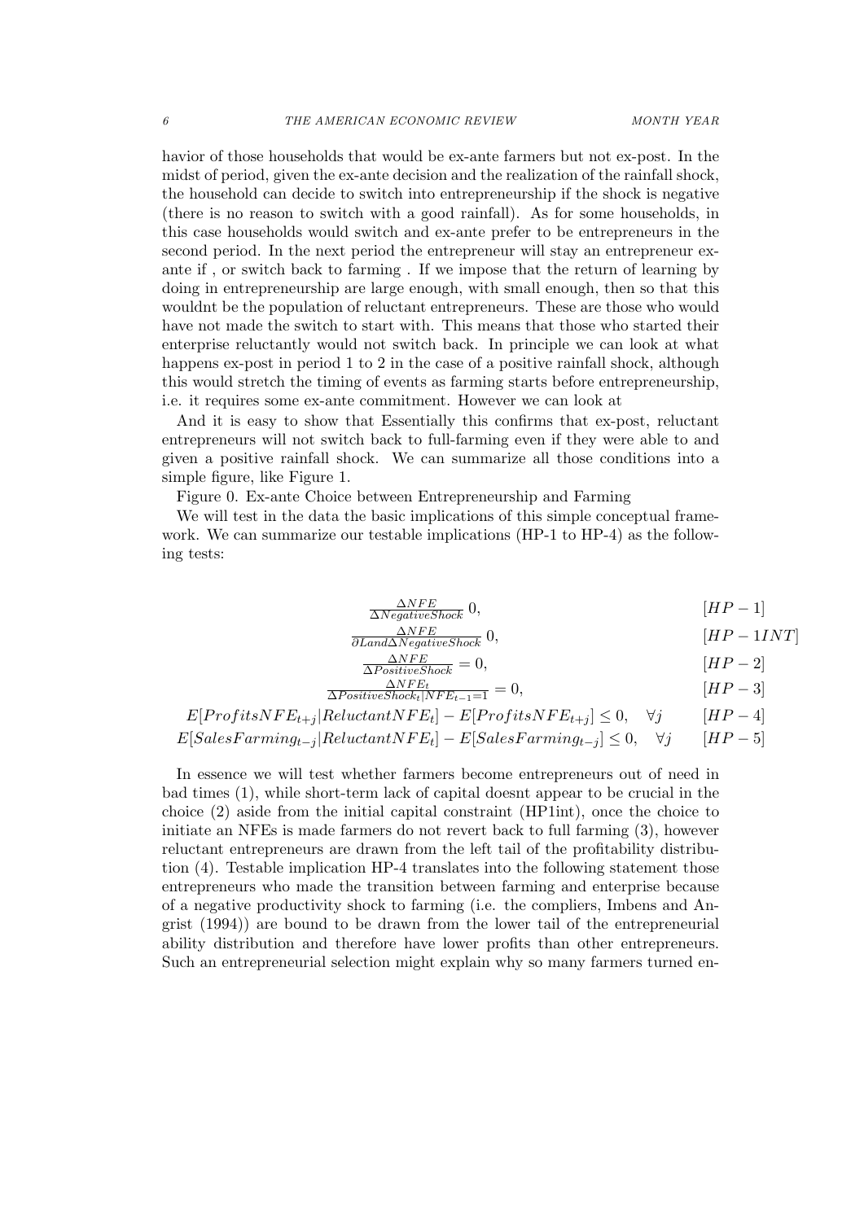havior of those households that would be ex-ante farmers but not ex-post. In the midst of period, given the ex-ante decision and the realization of the rainfall shock, the household can decide to switch into entrepreneurship if the shock is negative (there is no reason to switch with a good rainfall). As for some households, in this case households would switch and ex-ante prefer to be entrepreneurs in the second period. In the next period the entrepreneur will stay an entrepreneur ex-ante if , or switch back to farming . If we impose that the return of learning by doing in entrepreneurship are large enough, with small enough, then so that this wouldnt be the population of reluctant entrepreneurs. These are those who would have not made the switch to start with. This means that those who started their enterprise reluctantly would not switch back. In principle we can look at what happens ex-post in period 1 to 2 in the case of a positive rainfall shock, although this would stretch the timing of events as farming starts before entrepreneurship, i.e. it requires some ex-ante commitment. However we can look at

And it is easy to show that Essentially this confirms that ex-post, reluctant entrepreneurs will not switch back to full-farming even if they were able to and given a positive rainfall shock. We can summarize all those conditions into a simple figure, like Figure 1.

Figure 0. Ex-ante Choice between Entrepreneurship and Farming

We will test in the data the basic implications of this simple conceptual framework. We can summarize our testable implications (HP-1 to HP-4) as the following tests:

$$\frac{\Delta NFE}{\Delta NegativeShock} 0, \qquad [HP-1]$$

$$\frac{\Delta NFE}{\partial Land \Delta NegativeShock} 0, \qquad [HP-1INT]$$

$$\frac{\Delta NFE}{\Delta PositiveShock} = 0, \qquad [HP-2]$$

$$\frac{\Delta NFE_t}{\Delta PositiveShock_t | NFE_{t-1}=1} = 0, \qquad [HP-3]$$

$$E[ProfitsNFE_{t+j} | ReluctantNFE_t] - E[ProfitsNFE_{t+j}] \leq 0, \quad \forall j \qquad [HP-4]$$

$$E[SalesFarming_{t-j} | ReluctantNFE_t] - E[SalesFarming_{t-j}] \leq 0, \quad \forall j \qquad [HP-5]$$

In essence we will test whether farmers become entrepreneurs out of need in bad times (1), while short-term lack of capital doesnt appear to be crucial in the choice (2) aside from the initial capital constraint (HP1int), once the choice to initiate an NFEs is made farmers do not revert back to full farming (3), however reluctant entrepreneurs are drawn from the left tail of the profitability distribution (4). Testable implication HP-4 translates into the following statement those entrepreneurs who made the transition between farming and enterprise because of a negative productivity shock to farming (i.e. the compliers, Imbens and Angrist (1994)) are bound to be drawn from the lower tail of the entrepreneurial ability distribution and therefore have lower profits than other entrepreneurs. Such an entrepreneurial selection might explain why so many farmers turned en-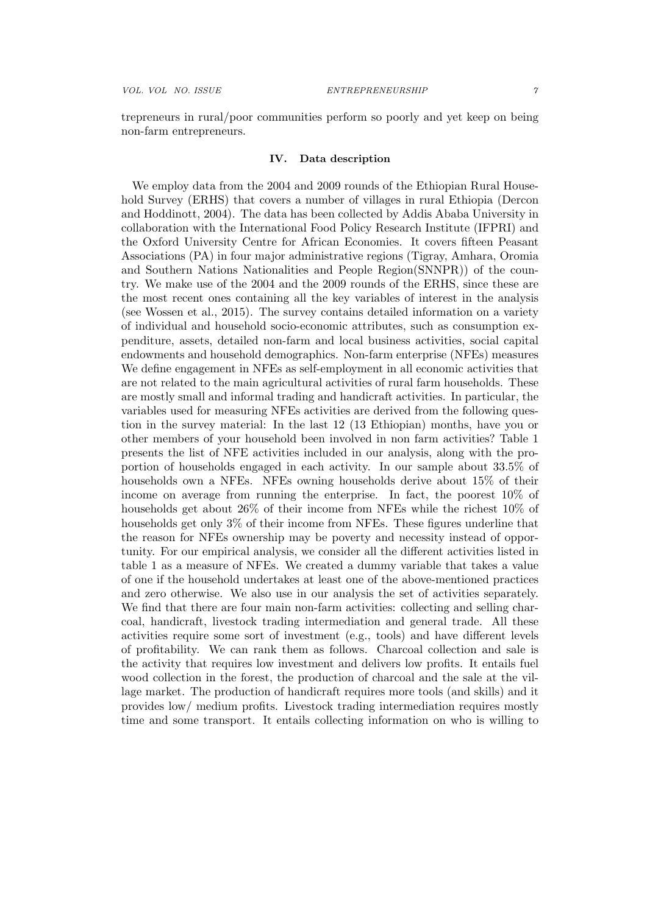trepreneurs in rural/poor communities perform so poorly and yet keep on being non-farm entrepreneurs.

## IV. Data description

We employ data from the 2004 and 2009 rounds of the Ethiopian Rural Household Survey (ERHS) that covers a number of villages in rural Ethiopia (Dercon and Hoddinott, 2004). The data has been collected by Addis Ababa University in collaboration with the International Food Policy Research Institute (IFPRI) and the Oxford University Centre for African Economies. It covers fifteen Peasant Associations (PA) in four major administrative regions (Tigray, Amhara, Oromia and Southern Nations Nationalities and People Region(SNNPR)) of the country. We make use of the 2004 and the 2009 rounds of the ERHS, since these are the most recent ones containing all the key variables of interest in the analysis (see Wossen et al., 2015). The survey contains detailed information on a variety of individual and household socio-economic attributes, such as consumption expenditure, assets, detailed non-farm and local business activities, social capital endowments and household demographics. Non-farm enterprise (NFEs) measures We define engagement in NFEs as self-employment in all economic activities that are not related to the main agricultural activities of rural farm households. These are mostly small and informal trading and handicraft activities. In particular, the variables used for measuring NFEs activities are derived from the following question in the survey material: In the last 12 (13 Ethiopian) months, have you or other members of your household been involved in non farm activities? Table 1 presents the list of NFE activities included in our analysis, along with the proportion of households engaged in each activity. In our sample about 33.5% of households own a NFEs. NFEs owning households derive about 15% of their income on average from running the enterprise. In fact, the poorest 10% of households get about 26% of their income from NFEs while the richest 10% of households get only 3% of their income from NFEs. These figures underline that the reason for NFEs ownership may be poverty and necessity instead of opportunity. For our empirical analysis, we consider all the different activities listed in table 1 as a measure of NFEs. We created a dummy variable that takes a value of one if the household undertakes at least one of the above-mentioned practices and zero otherwise. We also use in our analysis the set of activities separately. We find that there are four main non-farm activities: collecting and selling charcoal, handicraft, livestock trading intermediation and general trade. All these activities require some sort of investment (e.g., tools) and have different levels of profitability. We can rank them as follows. Charcoal collection and sale is the activity that requires low investment and delivers low profits. It entails fuel wood collection in the forest, the production of charcoal and the sale at the village market. The production of handicraft requires more tools (and skills) and it provides low/ medium profits. Livestock trading intermediation requires mostly time and some transport. It entails collecting information on who is willing to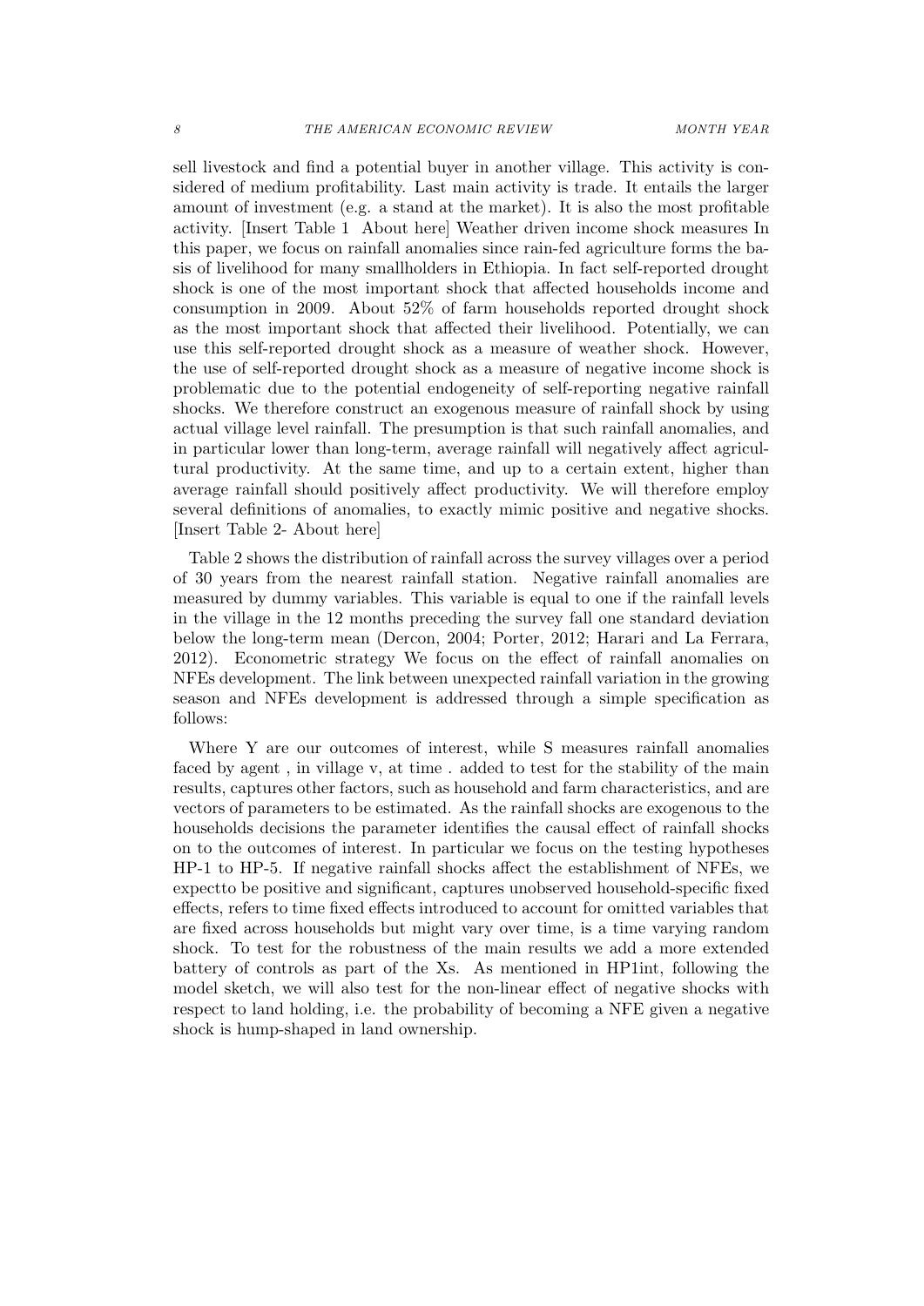sell livestock and find a potential buyer in another village. This activity is considered of medium profitability. Last main activity is trade. It entails the larger amount of investment (e.g. a stand at the market). It is also the most profitable activity. [Insert Table 1 About here] Weather driven income shock measures In this paper, we focus on rainfall anomalies since rain-fed agriculture forms the basis of livelihood for many smallholders in Ethiopia. In fact self-reported drought shock is one of the most important shock that affected households income and consumption in 2009. About 52% of farm households reported drought shock as the most important shock that affected their livelihood. Potentially, we can use this self-reported drought shock as a measure of weather shock. However, the use of self-reported drought shock as a measure of negative income shock is problematic due to the potential endogeneity of self-reporting negative rainfall shocks. We therefore construct an exogenous measure of rainfall shock by using actual village level rainfall. The presumption is that such rainfall anomalies, and in particular lower than long-term, average rainfall will negatively affect agricultural productivity. At the same time, and up to a certain extent, higher than average rainfall should positively affect productivity. We will therefore employ several definitions of anomalies, to exactly mimic positive and negative shocks. [Insert Table 2- About here]

Table 2 shows the distribution of rainfall across the survey villages over a period of 30 years from the nearest rainfall station. Negative rainfall anomalies are measured by dummy variables. This variable is equal to one if the rainfall levels in the village in the 12 months preceding the survey fall one standard deviation below the long-term mean (Dercon, 2004; Porter, 2012; Harari and La Ferrara, 2012). Econometric strategy We focus on the effect of rainfall anomalies on NFEs development. The link between unexpected rainfall variation in the growing season and NFEs development is addressed through a simple specification as follows:

Where Y are our outcomes of interest, while S measures rainfall anomalies faced by agent , in village v, at time . added to test for the stability of the main results, captures other factors, such as household and farm characteristics, and are vectors of parameters to be estimated. As the rainfall shocks are exogenous to the households decisions the parameter identifies the causal effect of rainfall shocks on to the outcomes of interest. In particular we focus on the testing hypotheses HP-1 to HP-5. If negative rainfall shocks affect the establishment of NFEs, we expectto be positive and significant, captures unobserved household-specific fixed effects, refers to time fixed effects introduced to account for omitted variables that are fixed across households but might vary over time, is a time varying random shock. To test for the robustness of the main results we add a more extended battery of controls as part of the Xs. As mentioned in HP1int, following the model sketch, we will also test for the non-linear effect of negative shocks with respect to land holding, i.e. the probability of becoming a NFE given a negative shock is hump-shaped in land ownership.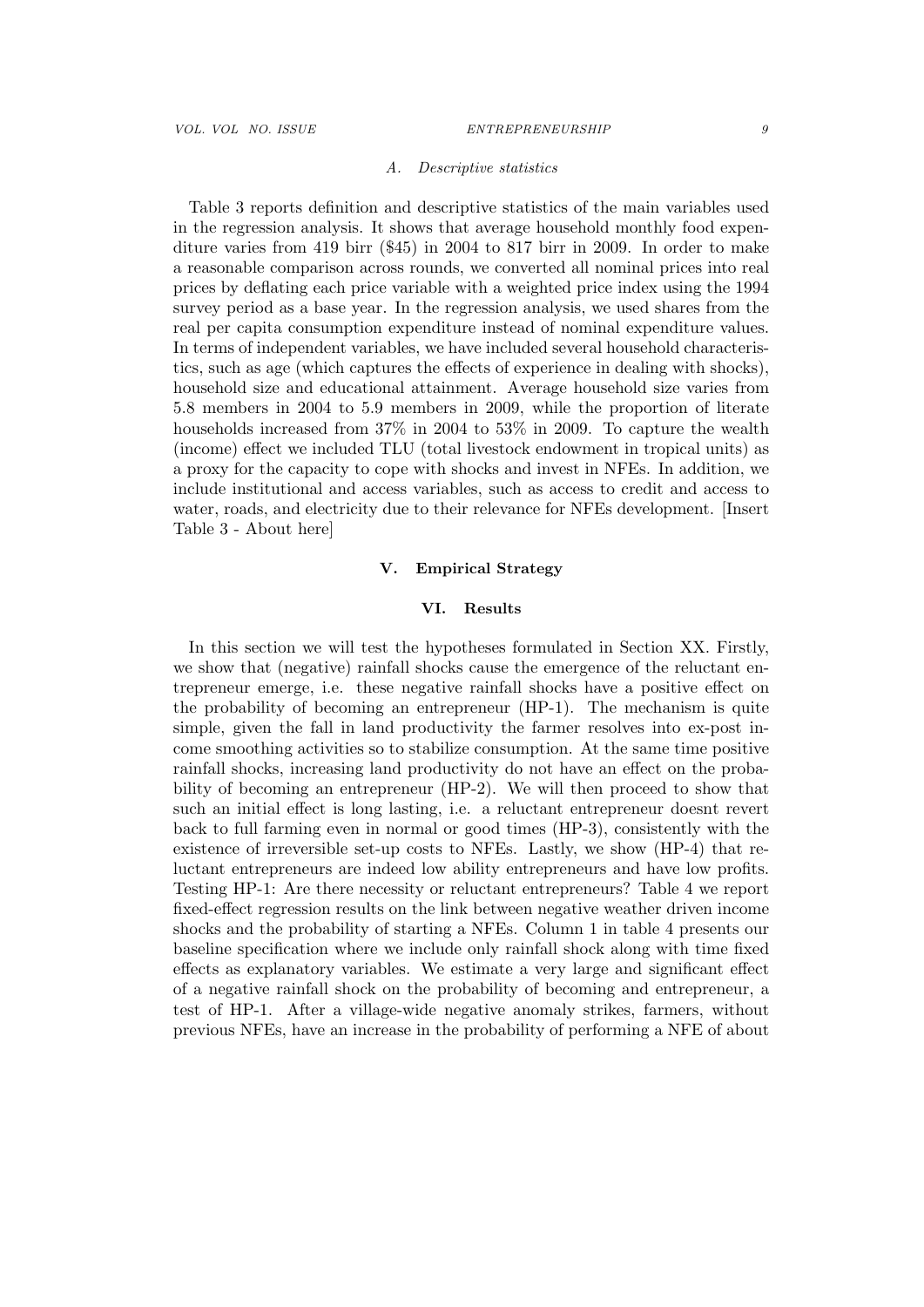### A. Descriptive statistics

Table 3 reports definition and descriptive statistics of the main variables used in the regression analysis. It shows that average household monthly food expenditure varies from 419 birr ($45) in 2004 to 817 birr in 2009. In order to make a reasonable comparison across rounds, we converted all nominal prices into real prices by deflating each price variable with a weighted price index using the 1994 survey period as a base year. In the regression analysis, we used shares from the real per capita consumption expenditure instead of nominal expenditure values. In terms of independent variables, we have included several household characteristics, such as age (which captures the effects of experience in dealing with shocks), household size and educational attainment. Average household size varies from 5.8 members in 2004 to 5.9 members in 2009, while the proportion of literate households increased from 37% in 2004 to 53% in 2009. To capture the wealth (income) effect we included TLU (total livestock endowment in tropical units) as a proxy for the capacity to cope with shocks and invest in NFEs. In addition, we include institutional and access variables, such as access to credit and access to water, roads, and electricity due to their relevance for NFEs development. [Insert Table 3 - About here]

## V. Empirical Strategy

## VI. Results

In this section we will test the hypotheses formulated in Section XX. Firstly, we show that (negative) rainfall shocks cause the emergence of the reluctant entrepreneur emerge, i.e. these negative rainfall shocks have a positive effect on the probability of becoming an entrepreneur (HP-1). The mechanism is quite simple, given the fall in land productivity the farmer resolves into ex-post income smoothing activities so to stabilize consumption. At the same time positive rainfall shocks, increasing land productivity do not have an effect on the probability of becoming an entrepreneur (HP-2). We will then proceed to show that such an initial effect is long lasting, i.e. a reluctant entrepreneur doesnt revert back to full farming even in normal or good times (HP-3), consistently with the existence of irreversible set-up costs to NFEs. Lastly, we show (HP-4) that reluctant entrepreneurs are indeed low ability entrepreneurs and have low profits. Testing HP-1: Are there necessity or reluctant entrepreneurs? Table 4 we report fixed-effect regression results on the link between negative weather driven income shocks and the probability of starting a NFEs. Column 1 in table 4 presents our baseline specification where we include only rainfall shock along with time fixed effects as explanatory variables. We estimate a very large and significant effect of a negative rainfall shock on the probability of becoming and entrepreneur, a test of HP-1. After a village-wide negative anomaly strikes, farmers, without previous NFEs, have an increase in the probability of performing a NFE of about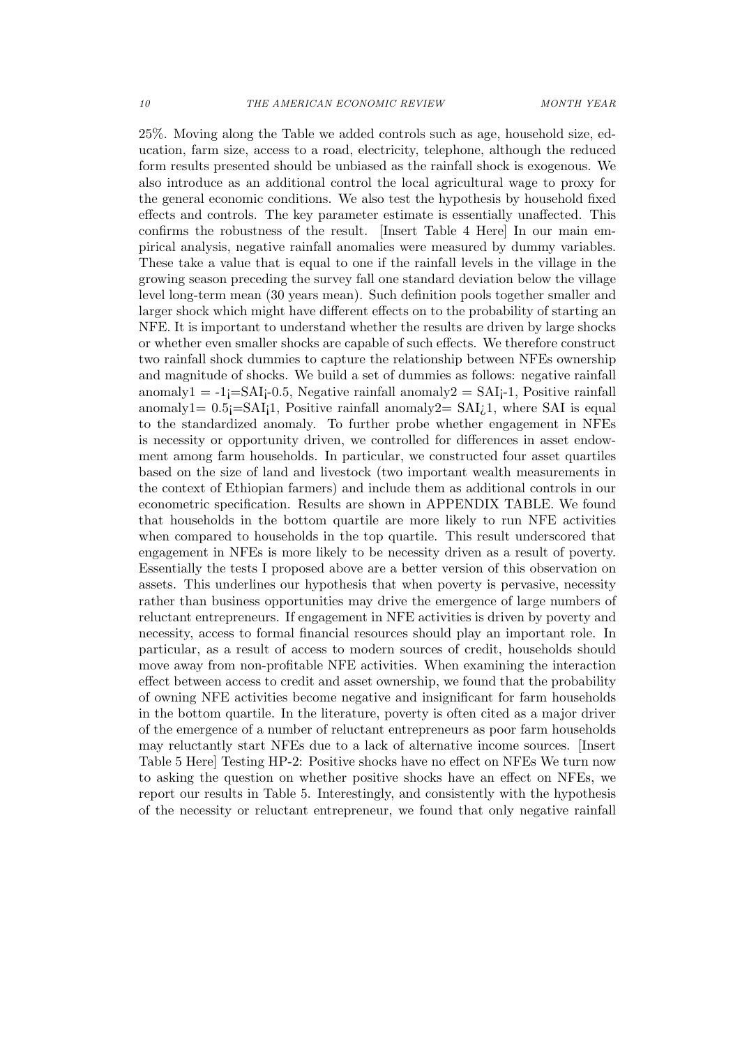25%. Moving along the Table we added controls such as age, household size, education, farm size, access to a road, electricity, telephone, although the reduced form results presented should be unbiased as the rainfall shock is exogenous. We also introduce as an additional control the local agricultural wage to proxy for the general economic conditions. We also test the hypothesis by household fixed effects and controls. The key parameter estimate is essentially unaffected. This confirms the robustness of the result. [Insert Table 4 Here] In our main empirical analysis, negative rainfall anomalies were measured by dummy variables. These take a value that is equal to one if the rainfall levels in the village in the growing season preceding the survey fall one standard deviation below the village level long-term mean (30 years mean). Such definition pools together smaller and larger shock which might have different effects on to the probability of starting an NFE. It is important to understand whether the results are driven by large shocks or whether even smaller shocks are capable of such effects. We therefore construct two rainfall shock dummies to capture the relationship between NFEs ownership and magnitude of shocks. We build a set of dummies as follows: negative rainfall anomaly1 = -1¡=SAI¡-0.5, Negative rainfall anomaly2 = SAI¡-1, Positive rainfall anomaly1= 0.5¡=SAI¡1, Positive rainfall anomaly2= SAI¿1, where SAI is equal to the standardized anomaly. To further probe whether engagement in NFEs is necessity or opportunity driven, we controlled for differences in asset endowment among farm households. In particular, we constructed four asset quartiles based on the size of land and livestock (two important wealth measurements in the context of Ethiopian farmers) and include them as additional controls in our econometric specification. Results are shown in APPENDIX TABLE. We found that households in the bottom quartile are more likely to run NFE activities when compared to households in the top quartile. This result underscored that engagement in NFEs is more likely to be necessity driven as a result of poverty. Essentially the tests I proposed above are a better version of this observation on assets. This underlines our hypothesis that when poverty is pervasive, necessity rather than business opportunities may drive the emergence of large numbers of reluctant entrepreneurs. If engagement in NFE activities is driven by poverty and necessity, access to formal financial resources should play an important role. In particular, as a result of access to modern sources of credit, households should move away from non-profitable NFE activities. When examining the interaction effect between access to credit and asset ownership, we found that the probability of owning NFE activities become negative and insignificant for farm households in the bottom quartile. In the literature, poverty is often cited as a major driver of the emergence of a number of reluctant entrepreneurs as poor farm households may reluctantly start NFEs due to a lack of alternative income sources. [Insert Table 5 Here] Testing HP-2: Positive shocks have no effect on NFEs We turn now to asking the question on whether positive shocks have an effect on NFEs, we report our results in Table 5. Interestingly, and consistently with the hypothesis of the necessity or reluctant entrepreneur, we found that only negative rainfall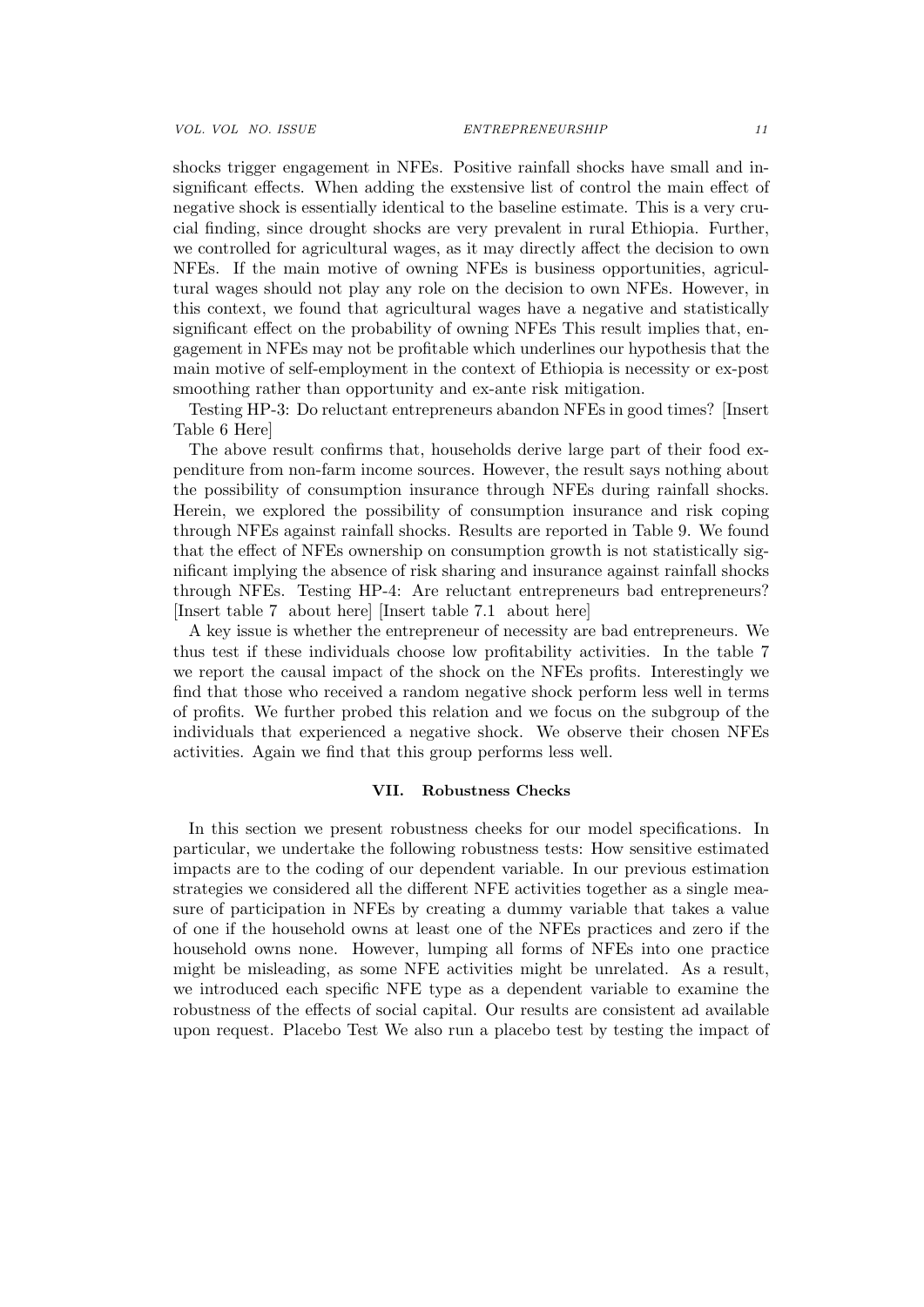shocks trigger engagement in NFEs. Positive rainfall shocks have small and insignificant effects. When adding the exstensive list of control the main effect of negative shock is essentially identical to the baseline estimate. This is a very crucial finding, since drought shocks are very prevalent in rural Ethiopia. Further, we controlled for agricultural wages, as it may directly affect the decision to own NFEs. If the main motive of owning NFEs is business opportunities, agricultural wages should not play any role on the decision to own NFEs. However, in this context, we found that agricultural wages have a negative and statistically significant effect on the probability of owning NFEs This result implies that, engagement in NFEs may not be profitable which underlines our hypothesis that the main motive of self-employment in the context of Ethiopia is necessity or ex-post smoothing rather than opportunity and ex-ante risk mitigation.

Testing HP-3: Do reluctant entrepreneurs abandon NFEs in good times? [Insert Table 6 Here]

The above result confirms that, households derive large part of their food expenditure from non-farm income sources. However, the result says nothing about the possibility of consumption insurance through NFEs during rainfall shocks. Herein, we explored the possibility of consumption insurance and risk coping through NFEs against rainfall shocks. Results are reported in Table 9. We found that the effect of NFEs ownership on consumption growth is not statistically significant implying the absence of risk sharing and insurance against rainfall shocks through NFEs. Testing HP-4: Are reluctant entrepreneurs bad entrepreneurs? [Insert table 7 about here] [Insert table 7.1 about here]

A key issue is whether the entrepreneur of necessity are bad entrepreneurs. We thus test if these individuals choose low profitability activities. In the table 7 we report the causal impact of the shock on the NFEs profits. Interestingly we find that those who received a random negative shock perform less well in terms of profits. We further probed this relation and we focus on the subgroup of the individuals that experienced a negative shock. We observe their chosen NFEs activities. Again we find that this group performs less well.

## VII. Robustness Checks

In this section we present robustness cheeks for our model specifications. In particular, we undertake the following robustness tests: How sensitive estimated impacts are to the coding of our dependent variable. In our previous estimation strategies we considered all the different NFE activities together as a single measure of participation in NFEs by creating a dummy variable that takes a value of one if the household owns at least one of the NFEs practices and zero if the household owns none. However, lumping all forms of NFEs into one practice might be misleading, as some NFE activities might be unrelated. As a result, we introduced each specific NFE type as a dependent variable to examine the robustness of the effects of social capital. Our results are consistent ad available upon request. Placebo Test We also run a placebo test by testing the impact of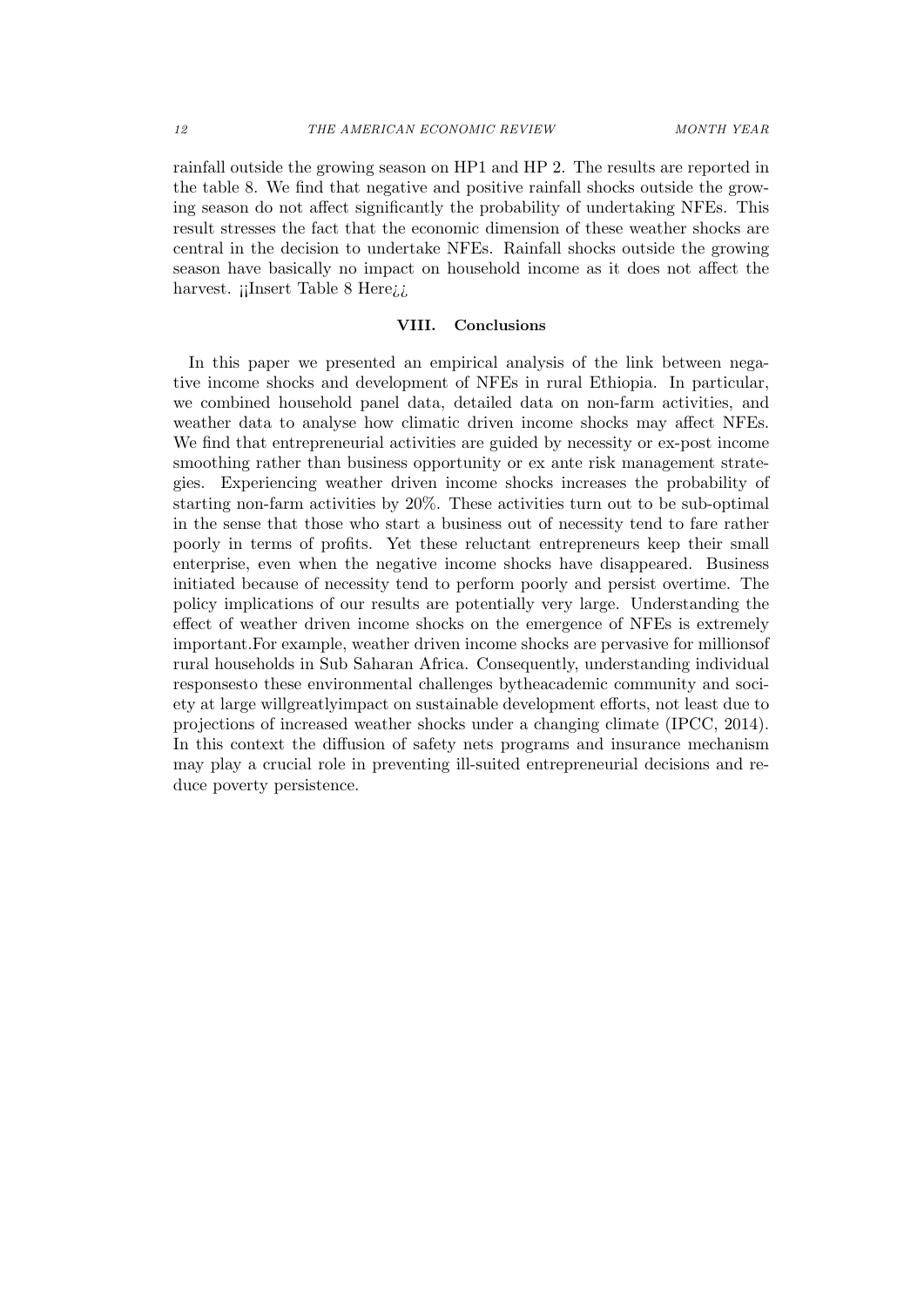rainfall outside the growing season on HP1 and HP 2. The results are reported in the table 8. We find that negative and positive rainfall shocks outside the growing season do not affect significantly the probability of undertaking NFEs. This result stresses the fact that the economic dimension of these weather shocks are central in the decision to undertake NFEs. Rainfall shocks outside the growing season have basically no impact on household income as it does not affect the harvest. ¡¡Insert Table 8 Here¿¿

## VIII. Conclusions

In this paper we presented an empirical analysis of the link between negative income shocks and development of NFEs in rural Ethiopia. In particular, we combined household panel data, detailed data on non-farm activities, and weather data to analyse how climatic driven income shocks may affect NFEs. We find that entrepreneurial activities are guided by necessity or ex-post income smoothing rather than business opportunity or ex ante risk management strategies. Experiencing weather driven income shocks increases the probability of starting non-farm activities by 20%. These activities turn out to be sub-optimal in the sense that those who start a business out of necessity tend to fare rather poorly in terms of profits. Yet these reluctant entrepreneurs keep their small enterprise, even when the negative income shocks have disappeared. Business initiated because of necessity tend to perform poorly and persist overtime. The policy implications of our results are potentially very large. Understanding the effect of weather driven income shocks on the emergence of NFEs is extremely important.For example, weather driven income shocks are pervasive for millionsof rural households in Sub Saharan Africa. Consequently, understanding individual responsesto these environmental challenges bytheacademic community and society at large willgreatlyimpact on sustainable development efforts, not least due to projections of increased weather shocks under a changing climate (IPCC, 2014). In this context the diffusion of safety nets programs and insurance mechanism may play a crucial role in preventing ill-suited entrepreneurial decisions and reduce poverty persistence.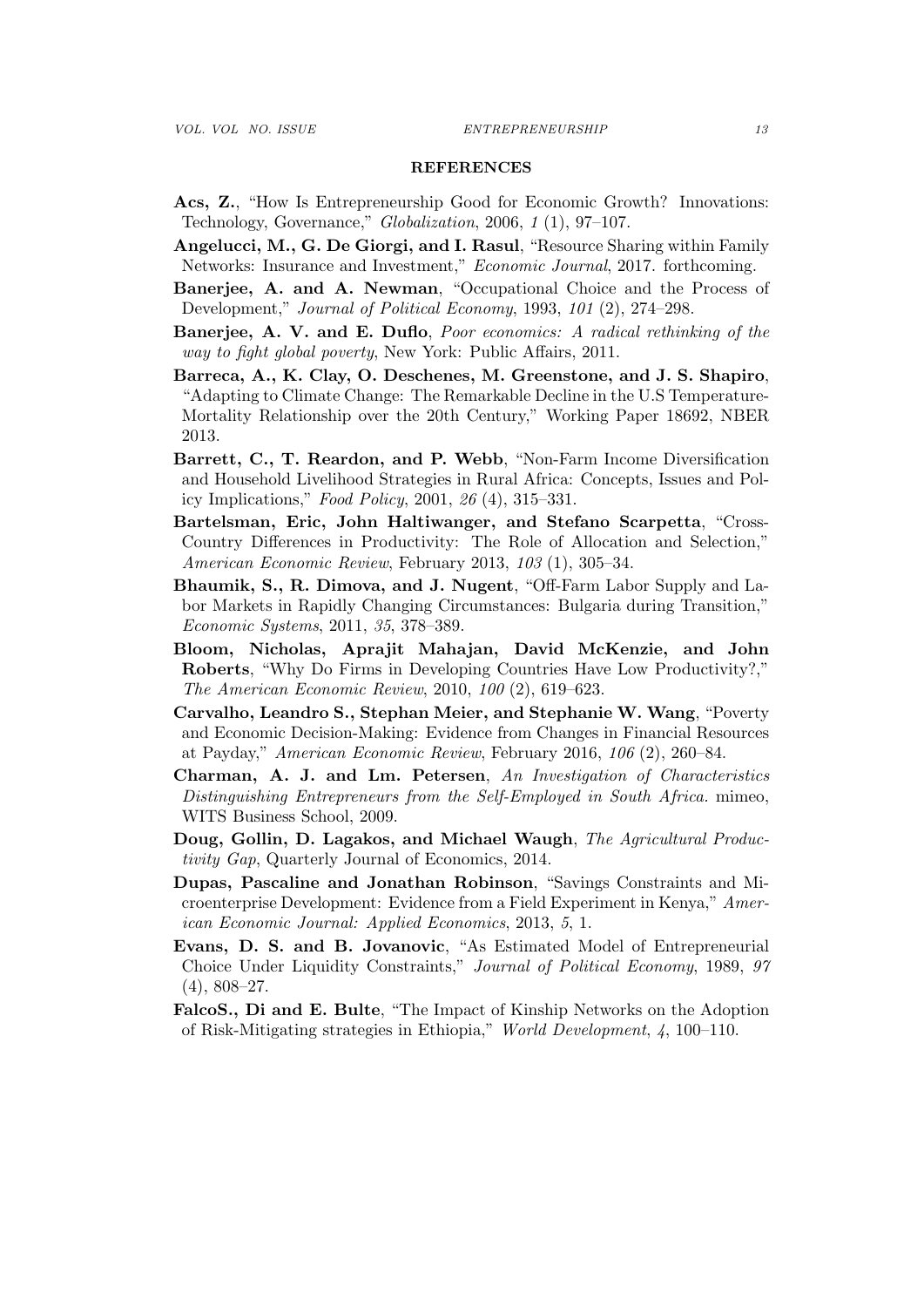## REFERENCES

**Acs, Z.**, "How Is Entrepreneurship Good for Economic Growth? Innovations: Technology, Governance," *Globalization*, 2006, *1* (1), 97–107.

**Angelucci, M., G. De Giorgi, and I. Rasul**, "Resource Sharing within Family Networks: Insurance and Investment," *Economic Journal*, 2017. forthcoming.

**Banerjee, A. and A. Newman**, "Occupational Choice and the Process of Development," *Journal of Political Economy*, 1993, *101* (2), 274–298.

**Banerjee, A. V. and E. Duflo**, *Poor economics: A radical rethinking of the way to fight global poverty*, New York: Public Affairs, 2011.

**Barreca, A., K. Clay, O. Deschenes, M. Greenstone, and J. S. Shapiro**, "Adapting to Climate Change: The Remarkable Decline in the U.S Temperature-Mortality Relationship over the 20th Century," Working Paper 18692, NBER 2013.

**Barrett, C., T. Reardon, and P. Webb**, "Non-Farm Income Diversification and Household Livelihood Strategies in Rural Africa: Concepts, Issues and Policy Implications," *Food Policy*, 2001, *26* (4), 315–331.

**Bartelsman, Eric, John Haltiwanger, and Stefano Scarpetta**, "Cross-Country Differences in Productivity: The Role of Allocation and Selection," *American Economic Review*, February 2013, *103* (1), 305–34.

**Bhaumik, S., R. Dimova, and J. Nugent**, "Off-Farm Labor Supply and Labor Markets in Rapidly Changing Circumstances: Bulgaria during Transition," *Economic Systems*, 2011, *35*, 378–389.

**Bloom, Nicholas, Aprajit Mahajan, David McKenzie, and John Roberts**, "Why Do Firms in Developing Countries Have Low Productivity?," *The American Economic Review*, 2010, *100* (2), 619–623.

**Carvalho, Leandro S., Stephan Meier, and Stephanie W. Wang**, "Poverty and Economic Decision-Making: Evidence from Changes in Financial Resources at Payday," *American Economic Review*, February 2016, *106* (2), 260–84.

**Charman, A. J. and Lm. Petersen**, *An Investigation of Characteristics Distinguishing Entrepreneurs from the Self-Employed in South Africa.* mimeo, WITS Business School, 2009.

**Doug, Gollin, D. Lagakos, and Michael Waugh**, *The Agricultural Productivity Gap*, Quarterly Journal of Economics, 2014.

**Dupas, Pascaline and Jonathan Robinson**, "Savings Constraints and Microenterprise Development: Evidence from a Field Experiment in Kenya," *American Economic Journal: Applied Economics*, 2013, *5*, 1.

**Evans, D. S. and B. Jovanovic**, "As Estimated Model of Entrepreneurial Choice Under Liquidity Constraints," *Journal of Political Economy*, 1989, *97* (4), 808–27.

**FalcoS., Di and E. Bulte**, "The Impact of Kinship Networks on the Adoption of Risk-Mitigating strategies in Ethiopia," *World Development*, *4*, 100–110.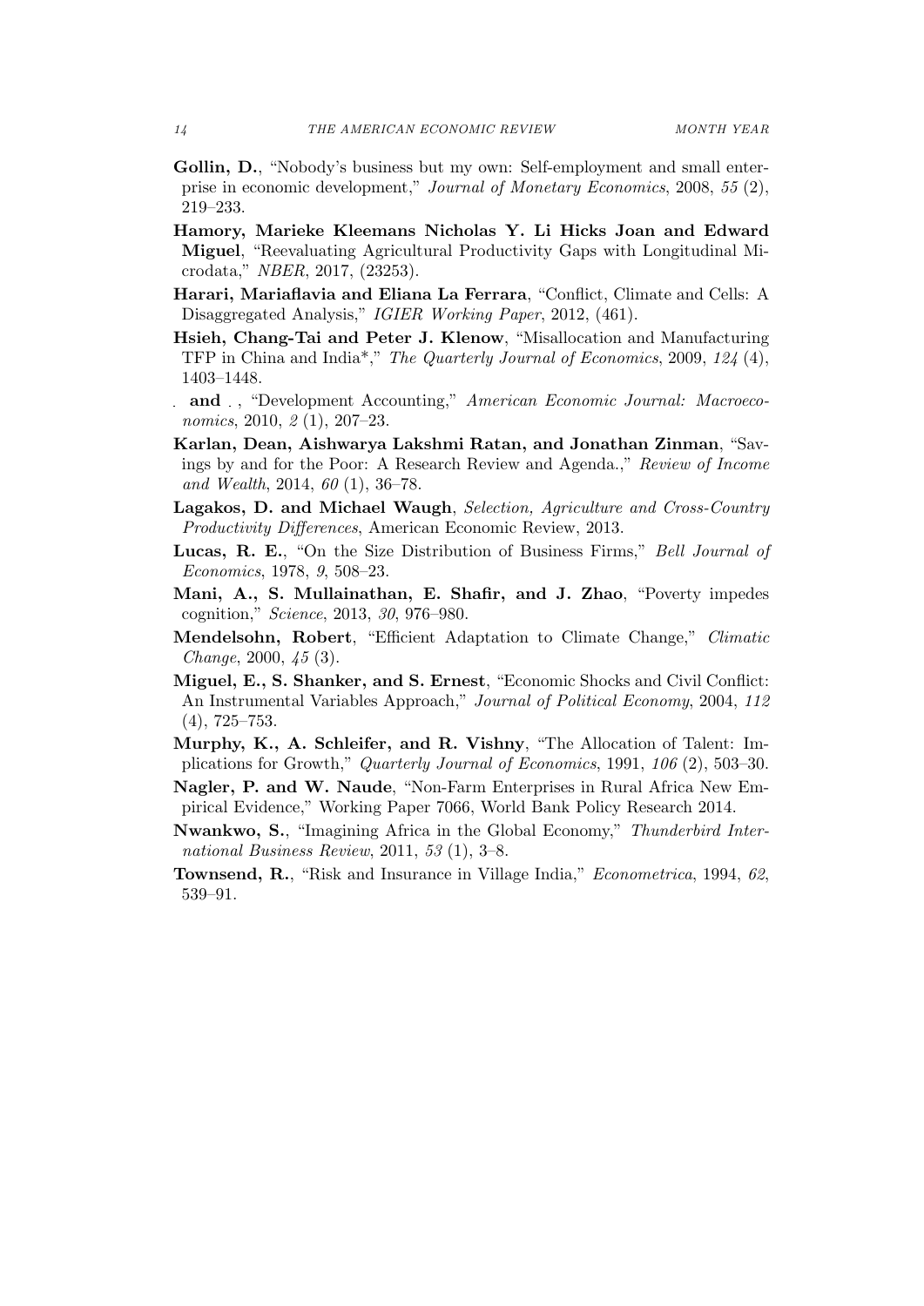**Gollin, D.**, "Nobody's business but my own: Self-employment and small enterprise in economic development," *Journal of Monetary Economics*, 2008, *55* (2), 219–233.

**Hamory, Marieke Kleemans Nicholas Y. Li Hicks Joan and Edward Miguel**, "Reevaluating Agricultural Productivity Gaps with Longitudinal Microdata," *NBER*, 2017, (23253).

**Harari, Mariaflavia and Eliana La Ferrara**, "Conflict, Climate and Cells: A Disaggregated Analysis," *IGIER Working Paper*, 2012, (461).

**Hsieh, Chang-Tai and Peter J. Klenow**, "Misallocation and Manufacturing TFP in China and India*," *The Quarterly Journal of Economics*, 2009, *124* (4), 1403–1448.

**_ and _**, "Development Accounting," *American Economic Journal: Macroeconomics*, 2010, *2* (1), 207–23.

**Karlan, Dean, Aishwarya Lakshmi Ratan, and Jonathan Zinman**, "Savings by and for the Poor: A Research Review and Agenda.," *Review of Income and Wealth*, 2014, *60* (1), 36–78.

**Lagakos, D. and Michael Waugh**, *Selection, Agriculture and Cross-Country Productivity Differences*, American Economic Review, 2013.

**Lucas, R. E.**, "On the Size Distribution of Business Firms," *Bell Journal of Economics*, 1978, *9*, 508–23.

**Mani, A., S. Mullainathan, E. Shafir, and J. Zhao**, "Poverty impedes cognition," *Science*, 2013, *30*, 976–980.

**Mendelsohn, Robert**, "Efficient Adaptation to Climate Change," *Climatic Change*, 2000, *45* (3).

**Miguel, E., S. Shanker, and S. Ernest**, "Economic Shocks and Civil Conflict: An Instrumental Variables Approach," *Journal of Political Economy*, 2004, *112* (4), 725–753.

**Murphy, K., A. Schleifer, and R. Vishny**, "The Allocation of Talent: Implications for Growth," *Quarterly Journal of Economics*, 1991, *106* (2), 503–30.

**Nagler, P. and W. Naude**, "Non-Farm Enterprises in Rural Africa New Empirical Evidence," Working Paper 7066, World Bank Policy Research 2014.

**Nwankwo, S.**, "Imagining Africa in the Global Economy," *Thunderbird International Business Review*, 2011, *53* (1), 3–8.

**Townsend, R.**, "Risk and Insurance in Village India," *Econometrica*, 1994, *62*, 539–91.